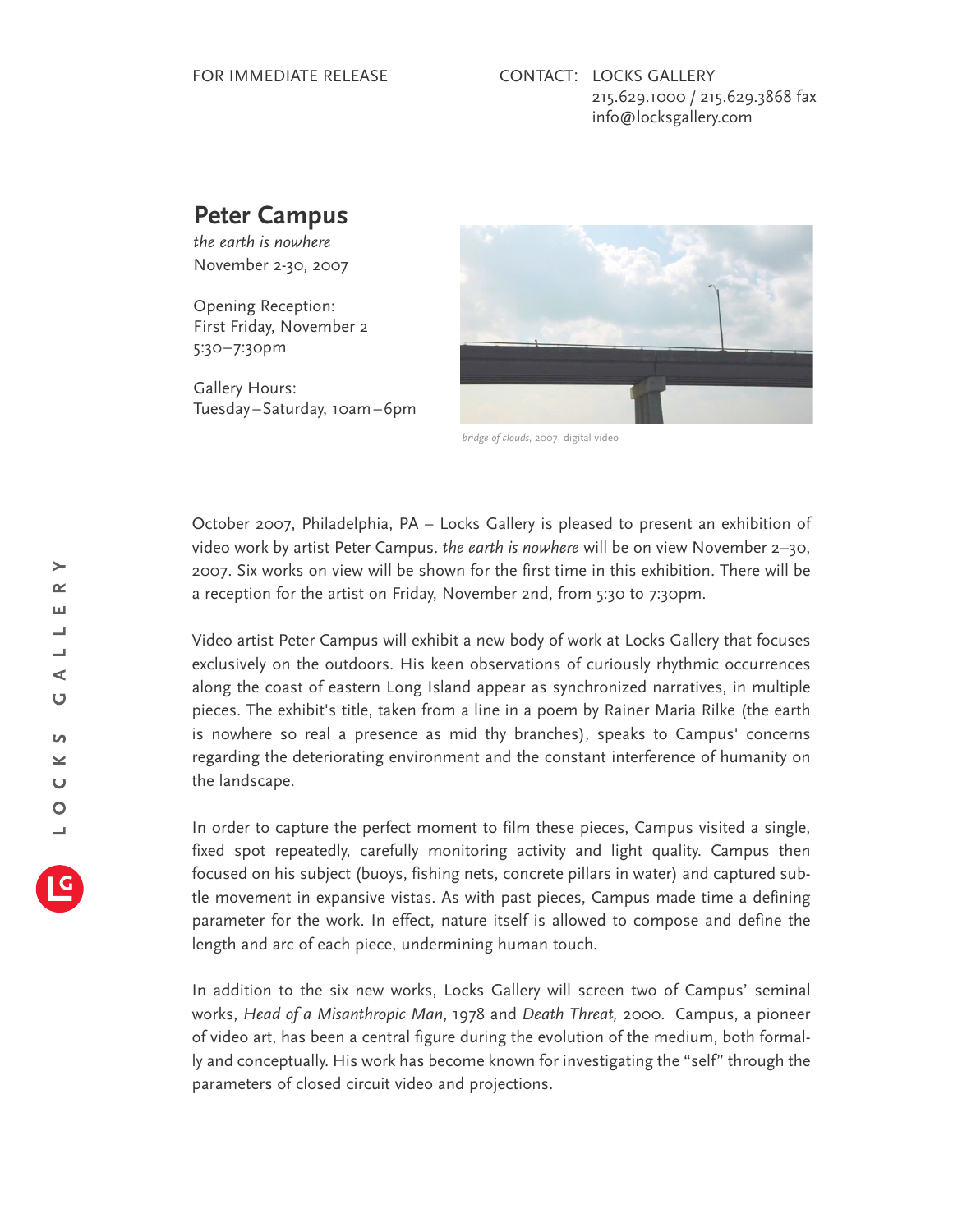FOR IMMEDIATE RELEASE

CONTACT: LOCKS GALLERY
215.629.1000 / 215.629.3868 fax
info@locksgallery.com

# Peter Campus

*the earth is nowhere*
November 2-30, 2007

Opening Reception:
First Friday, November 2
5:30–7:30pm

Gallery Hours:
Tuesday–Saturday, 10am–6pm

*bridge of clouds*, 2007, digital video

October 2007, Philadelphia, PA – Locks Gallery is pleased to present an exhibition of video work by artist Peter Campus. *the earth is nowhere* will be on view November 2–30, 2007. Six works on view will be shown for the first time in this exhibition. There will be a reception for the artist on Friday, November 2nd, from 5:30 to 7:30pm.

Video artist Peter Campus will exhibit a new body of work at Locks Gallery that focuses exclusively on the outdoors. His keen observations of curiously rhythmic occurrences along the coast of eastern Long Island appear as synchronized narratives, in multiple pieces. The exhibit's title, taken from a line in a poem by Rainer Maria Rilke (the earth is nowhere so real a presence as mid thy branches), speaks to Campus' concerns regarding the deteriorating environment and the constant interference of humanity on the landscape.

In order to capture the perfect moment to film these pieces, Campus visited a single, fixed spot repeatedly, carefully monitoring activity and light quality. Campus then focused on his subject (buoys, fishing nets, concrete pillars in water) and captured subtle movement in expansive vistas. As with past pieces, Campus made time a defining parameter for the work. In effect, nature itself is allowed to compose and define the length and arc of each piece, undermining human touch.

In addition to the six new works, Locks Gallery will screen two of Campus' seminal works, *Head of a Misanthropic Man*, 1978 and *Death Threat,* 2000. Campus, a pioneer of video art, has been a central figure during the evolution of the medium, both formally and conceptually. His work has become known for investigating the "self" through the parameters of closed circuit video and projections.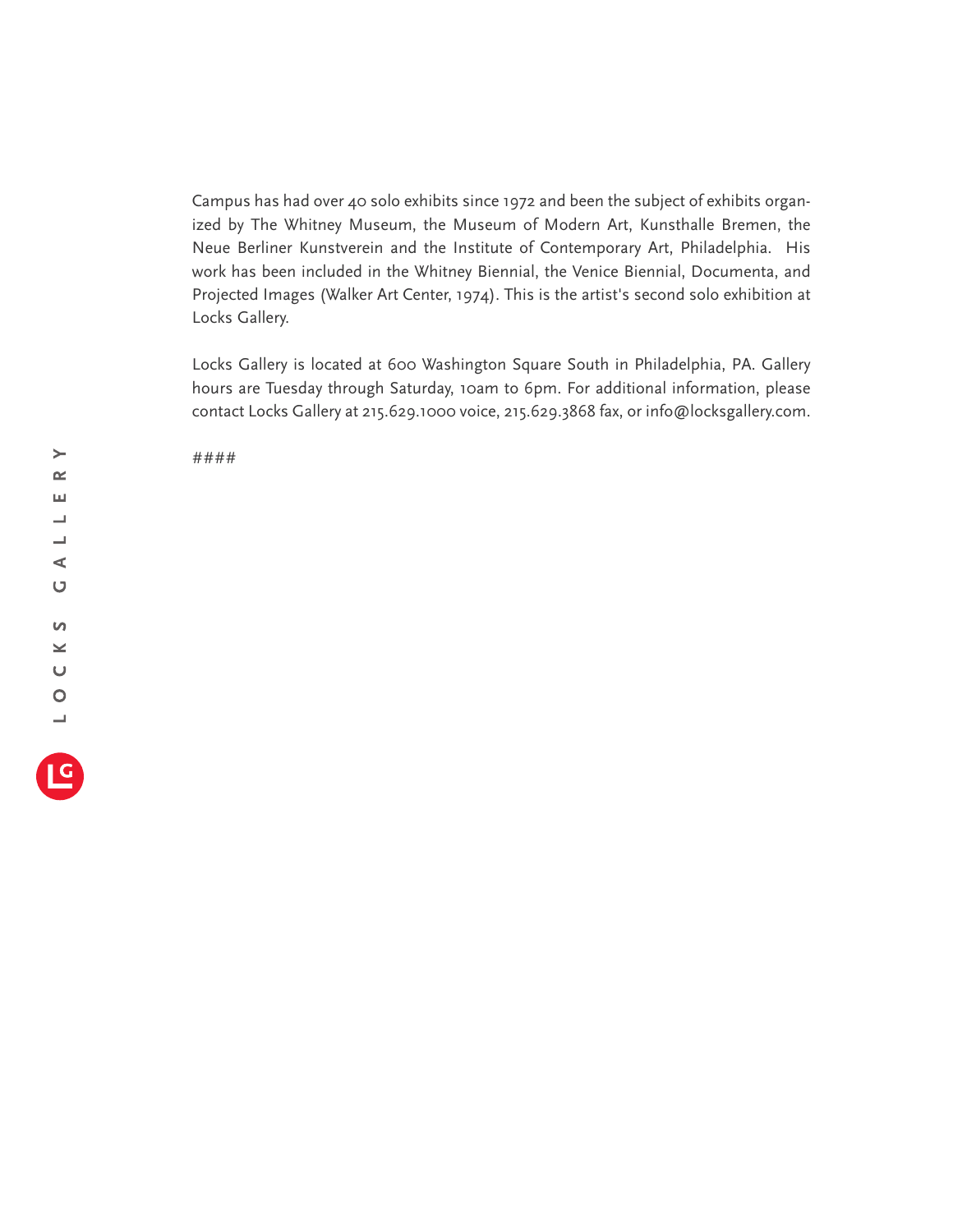Campus has had over 40 solo exhibits since 1972 and been the subject of exhibits organized by The Whitney Museum, the Museum of Modern Art, Kunsthalle Bremen, the Neue Berliner Kunstverein and the Institute of Contemporary Art, Philadelphia. His work has been included in the Whitney Biennial, the Venice Biennial, Documenta, and Projected Images (Walker Art Center, 1974). This is the artist's second solo exhibition at Locks Gallery.

Locks Gallery is located at 600 Washington Square South in Philadelphia, PA. Gallery hours are Tuesday through Saturday, 10am to 6pm. For additional information, please contact Locks Gallery at 215.629.1000 voice, 215.629.3868 fax, or info@locksgallery.com.

####